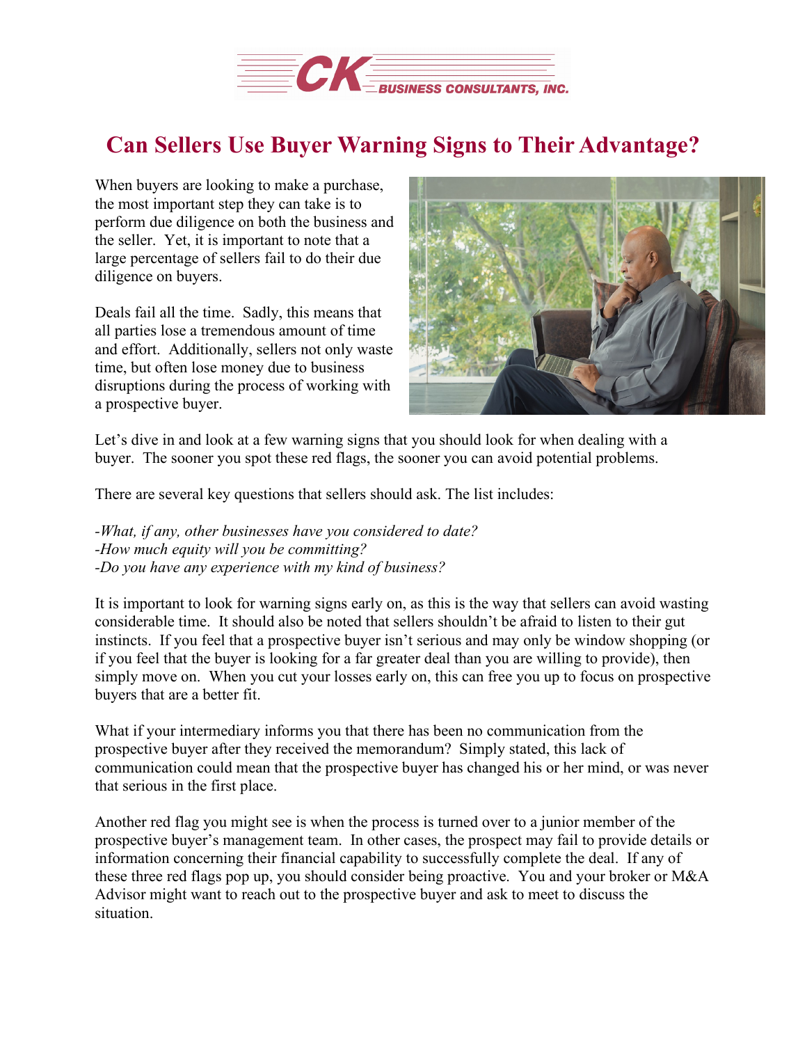# Can Sellers Use Buyer Warning Signs to Their Advantage?

When buyers are looking to make a purchase, the most important step they can take is to perform due diligence on both the business and the seller. Yet, it is important to note that a large percentage of sellers fail to do their due diligence on buyers.

Deals fail all the time. Sadly, this means that all parties lose a tremendous amount of time and effort. Additionally, sellers not only waste time, but often lose money due to business disruptions during the process of working with a prospective buyer.

Let's dive in and look at a few warning signs that you should look for when dealing with a buyer. The sooner you spot these red flags, the sooner you can avoid potential problems.

There are several key questions that sellers should ask. The list includes:

*-What, if any, other businesses have you considered to date?*
*-How much equity will you be committing?*
*-Do you have any experience with my kind of business?*

It is important to look for warning signs early on, as this is the way that sellers can avoid wasting considerable time. It should also be noted that sellers shouldn't be afraid to listen to their gut instincts. If you feel that a prospective buyer isn't serious and may only be window shopping (or if you feel that the buyer is looking for a far greater deal than you are willing to provide), then simply move on. When you cut your losses early on, this can free you up to focus on prospective buyers that are a better fit.

What if your intermediary informs you that there has been no communication from the prospective buyer after they received the memorandum? Simply stated, this lack of communication could mean that the prospective buyer has changed his or her mind, or was never that serious in the first place.

Another red flag you might see is when the process is turned over to a junior member of the prospective buyer's management team. In other cases, the prospect may fail to provide details or information concerning their financial capability to successfully complete the deal. If any of these three red flags pop up, you should consider being proactive. You and your broker or M&A Advisor might want to reach out to the prospective buyer and ask to meet to discuss the situation.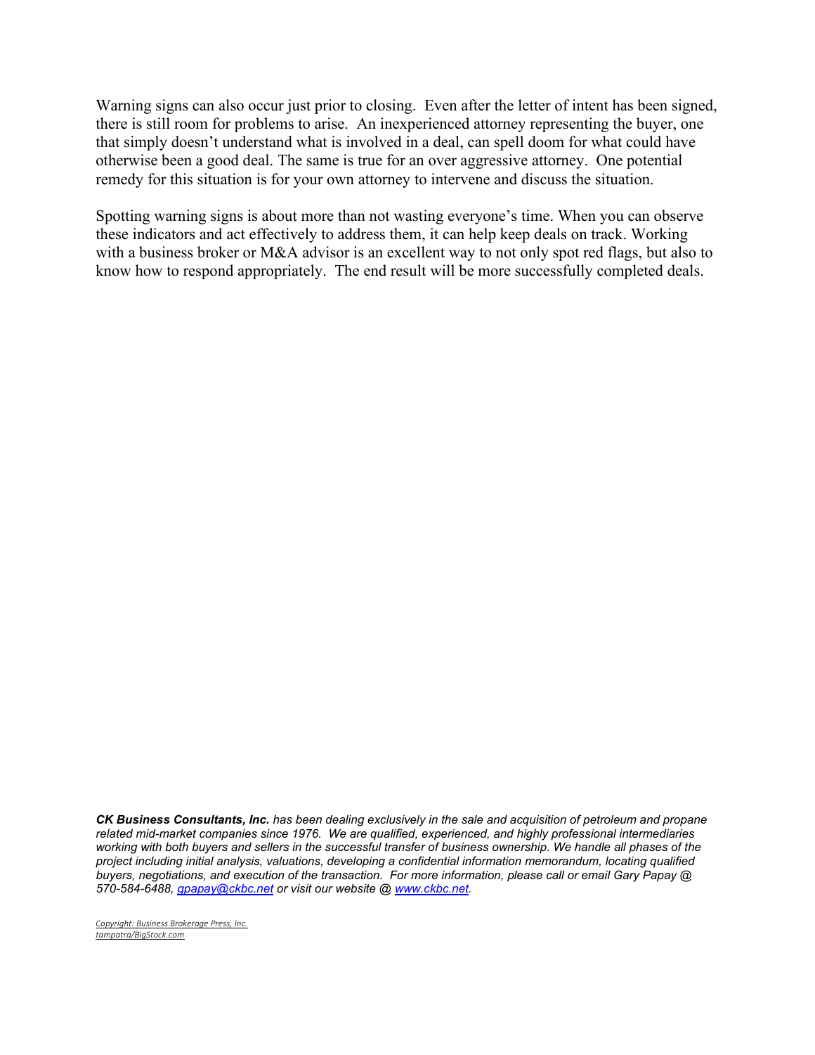Warning signs can also occur just prior to closing. Even after the letter of intent has been signed, there is still room for problems to arise. An inexperienced attorney representing the buyer, one that simply doesn't understand what is involved in a deal, can spell doom for what could have otherwise been a good deal. The same is true for an over aggressive attorney. One potential remedy for this situation is for your own attorney to intervene and discuss the situation.

Spotting warning signs is about more than not wasting everyone's time. When you can observe these indicators and act effectively to address them, it can help keep deals on track. Working with a business broker or M&A advisor is an excellent way to not only spot red flags, but also to know how to respond appropriately. The end result will be more successfully completed deals.

***CK Business Consultants, Inc.*** *has been dealing exclusively in the sale and acquisition of petroleum and propane related mid-market companies since 1976. We are qualified, experienced, and highly professional intermediaries working with both buyers and sellers in the successful transfer of business ownership. We handle all phases of the project including initial analysis, valuations, developing a confidential information memorandum, locating qualified buyers, negotiations, and execution of the transaction. For more information, please call or email Gary Papay @ 570-584-6488, [gpapay@ckbc.net](mailto:gpapay@ckbc.net) or visit our website @ [www.ckbc.net](http://www.ckbc.net).*

*Copyright: Business Brokerage Press, Inc.*
*tampatra/BigStock.com*